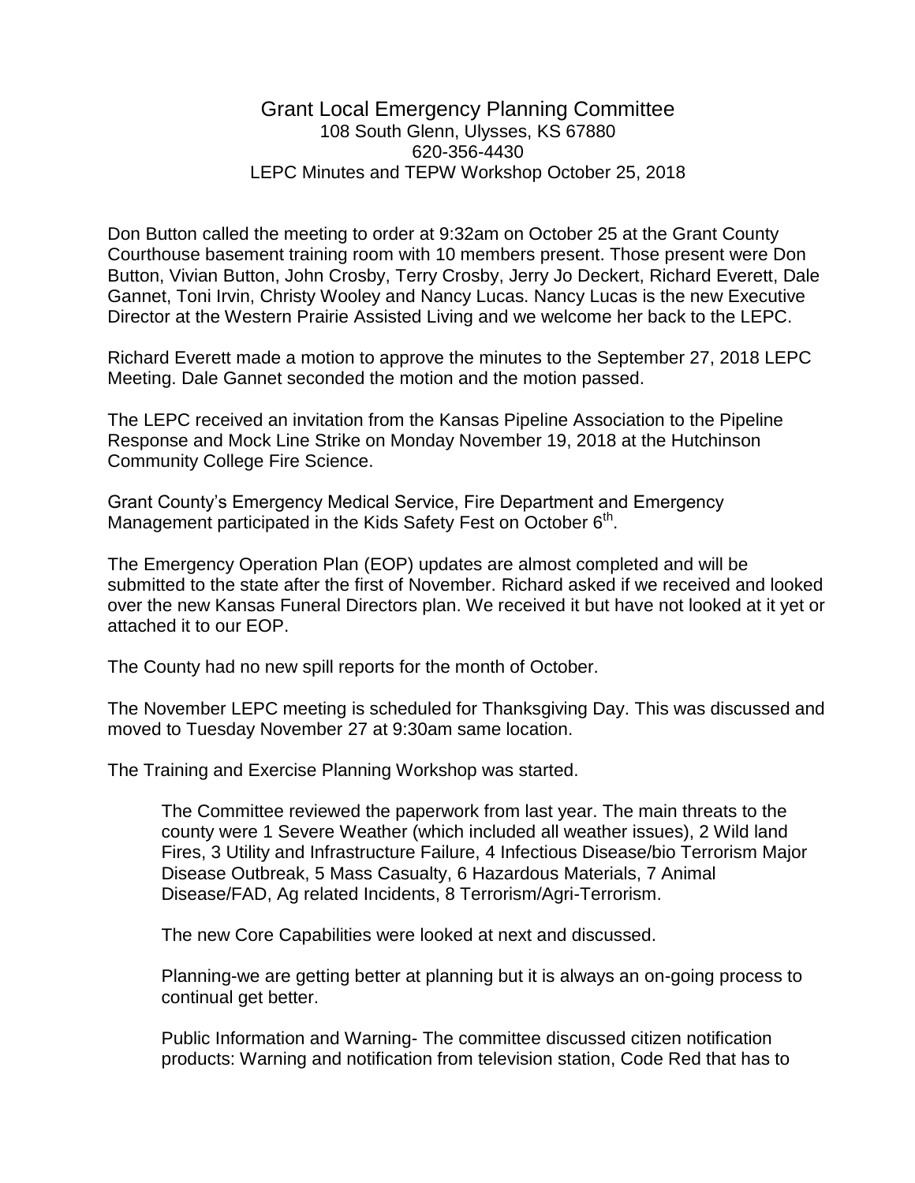# Grant Local Emergency Planning Committee

108 South Glenn, Ulysses, KS 67880
620-356-4430
LEPC Minutes and TEPW Workshop October 25, 2018

Don Button called the meeting to order at 9:32am on October 25 at the Grant County Courthouse basement training room with 10 members present. Those present were Don Button, Vivian Button, John Crosby, Terry Crosby, Jerry Jo Deckert, Richard Everett, Dale Gannet, Toni Irvin, Christy Wooley and Nancy Lucas. Nancy Lucas is the new Executive Director at the Western Prairie Assisted Living and we welcome her back to the LEPC.

Richard Everett made a motion to approve the minutes to the September 27, 2018 LEPC Meeting. Dale Gannet seconded the motion and the motion passed.

The LEPC received an invitation from the Kansas Pipeline Association to the Pipeline Response and Mock Line Strike on Monday November 19, 2018 at the Hutchinson Community College Fire Science.

Grant County's Emergency Medical Service, Fire Department and Emergency Management participated in the Kids Safety Fest on October 6th.

The Emergency Operation Plan (EOP) updates are almost completed and will be submitted to the state after the first of November. Richard asked if we received and looked over the new Kansas Funeral Directors plan. We received it but have not looked at it yet or attached it to our EOP.

The County had no new spill reports for the month of October.

The November LEPC meeting is scheduled for Thanksgiving Day. This was discussed and moved to Tuesday November 27 at 9:30am same location.

The Training and Exercise Planning Workshop was started.

> The Committee reviewed the paperwork from last year. The main threats to the county were 1 Severe Weather (which included all weather issues), 2 Wild land Fires, 3 Utility and Infrastructure Failure, 4 Infectious Disease/bio Terrorism Major Disease Outbreak, 5 Mass Casualty, 6 Hazardous Materials, 7 Animal Disease/FAD, Ag related Incidents, 8 Terrorism/Agri-Terrorism.
>
> The new Core Capabilities were looked at next and discussed.
>
> Planning-we are getting better at planning but it is always an on-going process to continual get better.
>
> Public Information and Warning- The committee discussed citizen notification products: Warning and notification from television station, Code Red that has to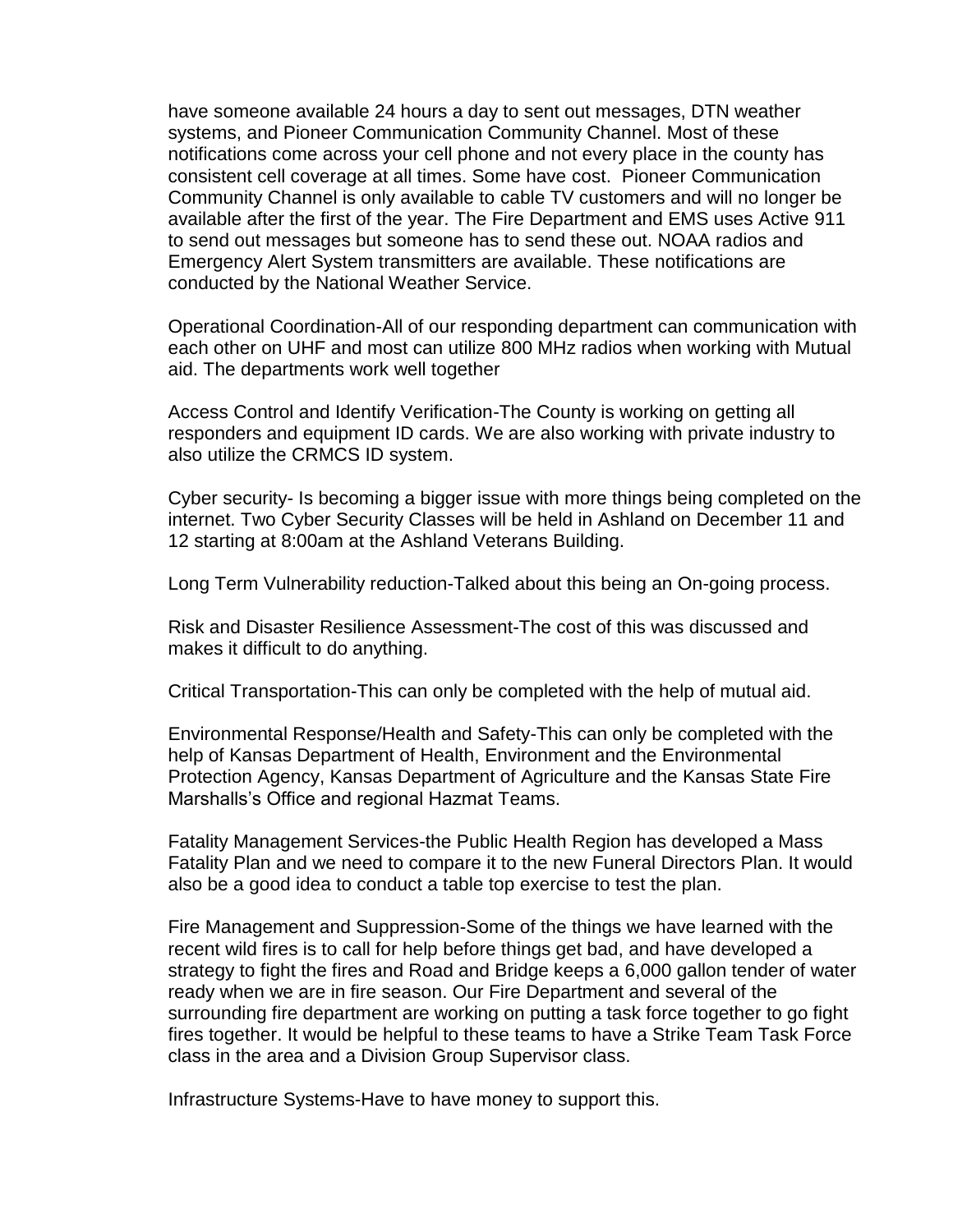have someone available 24 hours a day to sent out messages, DTN weather systems, and Pioneer Communication Community Channel. Most of these notifications come across your cell phone and not every place in the county has consistent cell coverage at all times. Some have cost. Pioneer Communication Community Channel is only available to cable TV customers and will no longer be available after the first of the year. The Fire Department and EMS uses Active 911 to send out messages but someone has to send these out. NOAA radios and Emergency Alert System transmitters are available. These notifications are conducted by the National Weather Service.

Operational Coordination-All of our responding department can communication with each other on UHF and most can utilize 800 MHz radios when working with Mutual aid. The departments work well together

Access Control and Identify Verification-The County is working on getting all responders and equipment ID cards. We are also working with private industry to also utilize the CRMCS ID system.

Cyber security- Is becoming a bigger issue with more things being completed on the internet. Two Cyber Security Classes will be held in Ashland on December 11 and 12 starting at 8:00am at the Ashland Veterans Building.

Long Term Vulnerability reduction-Talked about this being an On-going process.

Risk and Disaster Resilience Assessment-The cost of this was discussed and makes it difficult to do anything.

Critical Transportation-This can only be completed with the help of mutual aid.

Environmental Response/Health and Safety-This can only be completed with the help of Kansas Department of Health, Environment and the Environmental Protection Agency, Kansas Department of Agriculture and the Kansas State Fire Marshalls's Office and regional Hazmat Teams.

Fatality Management Services-the Public Health Region has developed a Mass Fatality Plan and we need to compare it to the new Funeral Directors Plan. It would also be a good idea to conduct a table top exercise to test the plan.

Fire Management and Suppression-Some of the things we have learned with the recent wild fires is to call for help before things get bad, and have developed a strategy to fight the fires and Road and Bridge keeps a 6,000 gallon tender of water ready when we are in fire season. Our Fire Department and several of the surrounding fire department are working on putting a task force together to go fight fires together. It would be helpful to these teams to have a Strike Team Task Force class in the area and a Division Group Supervisor class.

Infrastructure Systems-Have to have money to support this.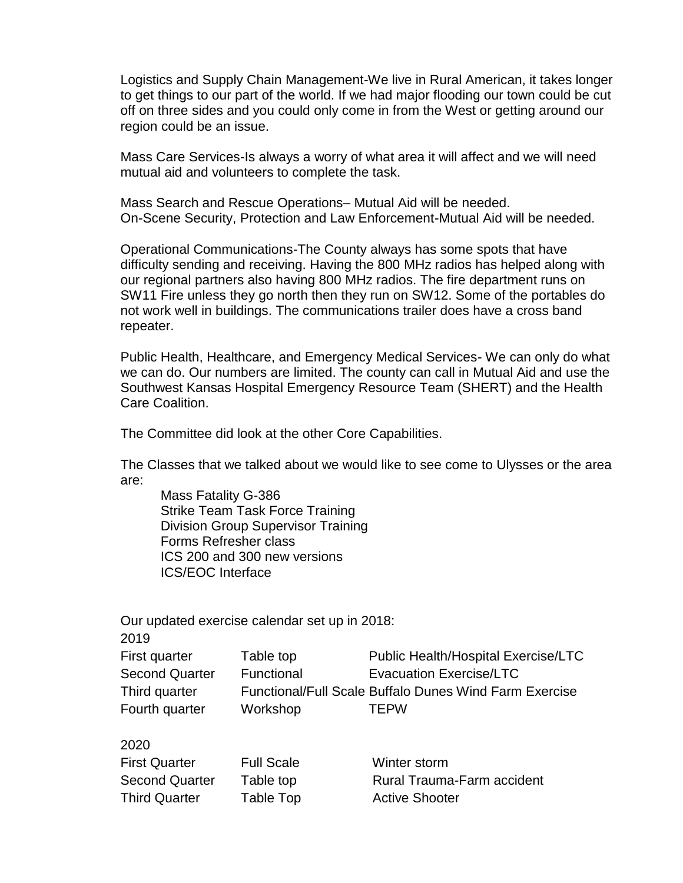Logistics and Supply Chain Management-We live in Rural American, it takes longer to get things to our part of the world. If we had major flooding our town could be cut off on three sides and you could only come in from the West or getting around our region could be an issue.

Mass Care Services-Is always a worry of what area it will affect and we will need mutual aid and volunteers to complete the task.

Mass Search and Rescue Operations– Mutual Aid will be needed.
On-Scene Security, Protection and Law Enforcement-Mutual Aid will be needed.

Operational Communications-The County always has some spots that have difficulty sending and receiving. Having the 800 MHz radios has helped along with our regional partners also having 800 MHz radios. The fire department runs on SW11 Fire unless they go north then they run on SW12. Some of the portables do not work well in buildings. The communications trailer does have a cross band repeater.

Public Health, Healthcare, and Emergency Medical Services- We can only do what we can do. Our numbers are limited. The county can call in Mutual Aid and use the Southwest Kansas Hospital Emergency Resource Team (SHERT) and the Health Care Coalition.

The Committee did look at the other Core Capabilities.

The Classes that we talked about we would like to see come to Ulysses or the area are:

- Mass Fatality G-386
- Strike Team Task Force Training
- Division Group Supervisor Training
- Forms Refresher class
- ICS 200 and 300 new versions
- ICS/EOC Interface

Our updated exercise calendar set up in 2018:

2019

| | | |
|---|---|---|
| First quarter | Table top | Public Health/Hospital Exercise/LTC |
| Second Quarter | Functional | Evacuation Exercise/LTC |
| Third quarter | Functional/Full Scale | Buffalo Dunes Wind Farm Exercise |
| Fourth quarter | Workshop | TEPW |

2020

| | | |
|---|---|---|
| First Quarter | Full Scale | Winter storm |
| Second Quarter | Table top | Rural Trauma-Farm accident |
| Third Quarter | Table Top | Active Shooter |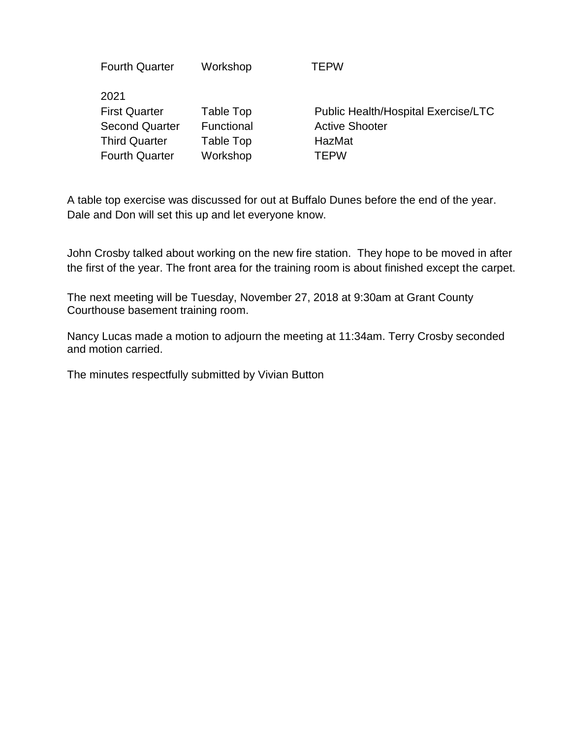| | | |
|---|---|---|
| Fourth Quarter | Workshop | TEPW |
| 2021 | | |
| First Quarter | Table Top | Public Health/Hospital Exercise/LTC |
| Second Quarter | Functional | Active Shooter |
| Third Quarter | Table Top | HazMat |
| Fourth Quarter | Workshop | TEPW |

A table top exercise was discussed for out at Buffalo Dunes before the end of the year. Dale and Don will set this up and let everyone know.

John Crosby talked about working on the new fire station. They hope to be moved in after the first of the year. The front area for the training room is about finished except the carpet.

The next meeting will be Tuesday, November 27, 2018 at 9:30am at Grant County Courthouse basement training room.

Nancy Lucas made a motion to adjourn the meeting at 11:34am. Terry Crosby seconded and motion carried.

The minutes respectfully submitted by Vivian Button